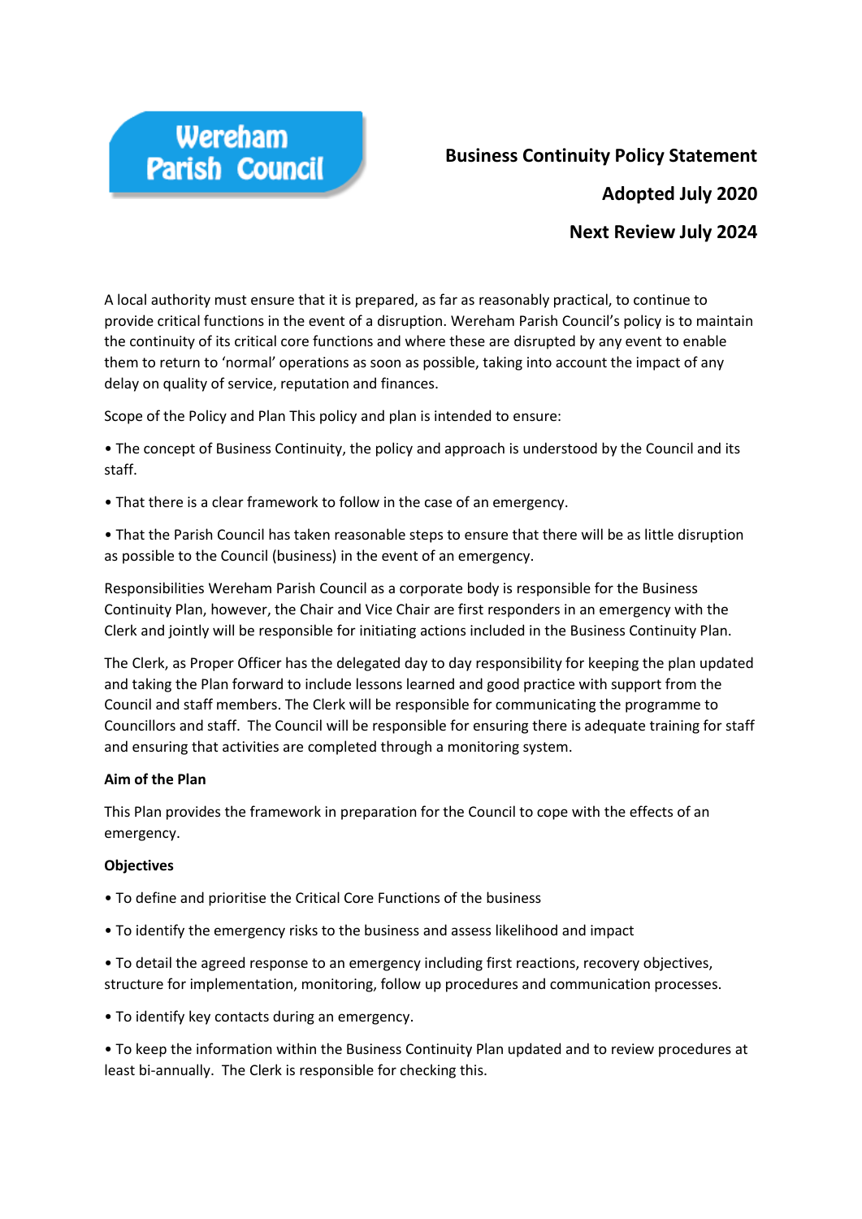Wereham Parish Council

# Business Continuity Policy Statement

**Adopted July 2020**

**Next Review July 2024**

A local authority must ensure that it is prepared, as far as reasonably practical, to continue to provide critical functions in the event of a disruption. Wereham Parish Council's policy is to maintain the continuity of its critical core functions and where these are disrupted by any event to enable them to return to 'normal' operations as soon as possible, taking into account the impact of any delay on quality of service, reputation and finances.

Scope of the Policy and Plan This policy and plan is intended to ensure:

• The concept of Business Continuity, the policy and approach is understood by the Council and its staff.

• That there is a clear framework to follow in the case of an emergency.

• That the Parish Council has taken reasonable steps to ensure that there will be as little disruption as possible to the Council (business) in the event of an emergency.

Responsibilities Wereham Parish Council as a corporate body is responsible for the Business Continuity Plan, however, the Chair and Vice Chair are first responders in an emergency with the Clerk and jointly will be responsible for initiating actions included in the Business Continuity Plan.

The Clerk, as Proper Officer has the delegated day to day responsibility for keeping the plan updated and taking the Plan forward to include lessons learned and good practice with support from the Council and staff members. The Clerk will be responsible for communicating the programme to Councillors and staff. The Council will be responsible for ensuring there is adequate training for staff and ensuring that activities are completed through a monitoring system.

**Aim of the Plan**

This Plan provides the framework in preparation for the Council to cope with the effects of an emergency.

**Objectives**

• To define and prioritise the Critical Core Functions of the business

• To identify the emergency risks to the business and assess likelihood and impact

• To detail the agreed response to an emergency including first reactions, recovery objectives, structure for implementation, monitoring, follow up procedures and communication processes.

• To identify key contacts during an emergency.

• To keep the information within the Business Continuity Plan updated and to review procedures at least bi-annually. The Clerk is responsible for checking this.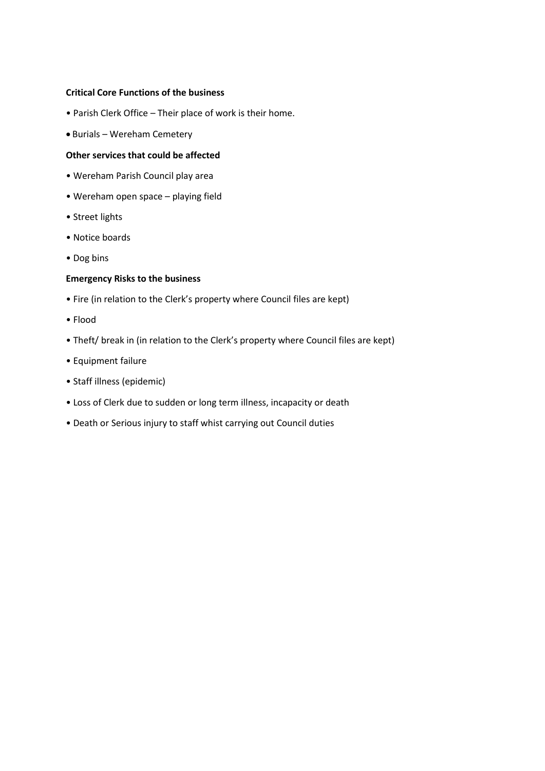**Critical Core Functions of the business**

- Parish Clerk Office – Their place of work is their home.
- Burials – Wereham Cemetery

**Other services that could be affected**

- Wereham Parish Council play area
- Wereham open space – playing field
- Street lights
- Notice boards
- Dog bins

**Emergency Risks to the business**

- Fire (in relation to the Clerk's property where Council files are kept)
- Flood
- Theft/ break in (in relation to the Clerk's property where Council files are kept)
- Equipment failure
- Staff illness (epidemic)
- Loss of Clerk due to sudden or long term illness, incapacity or death
- Death or Serious injury to staff whist carrying out Council duties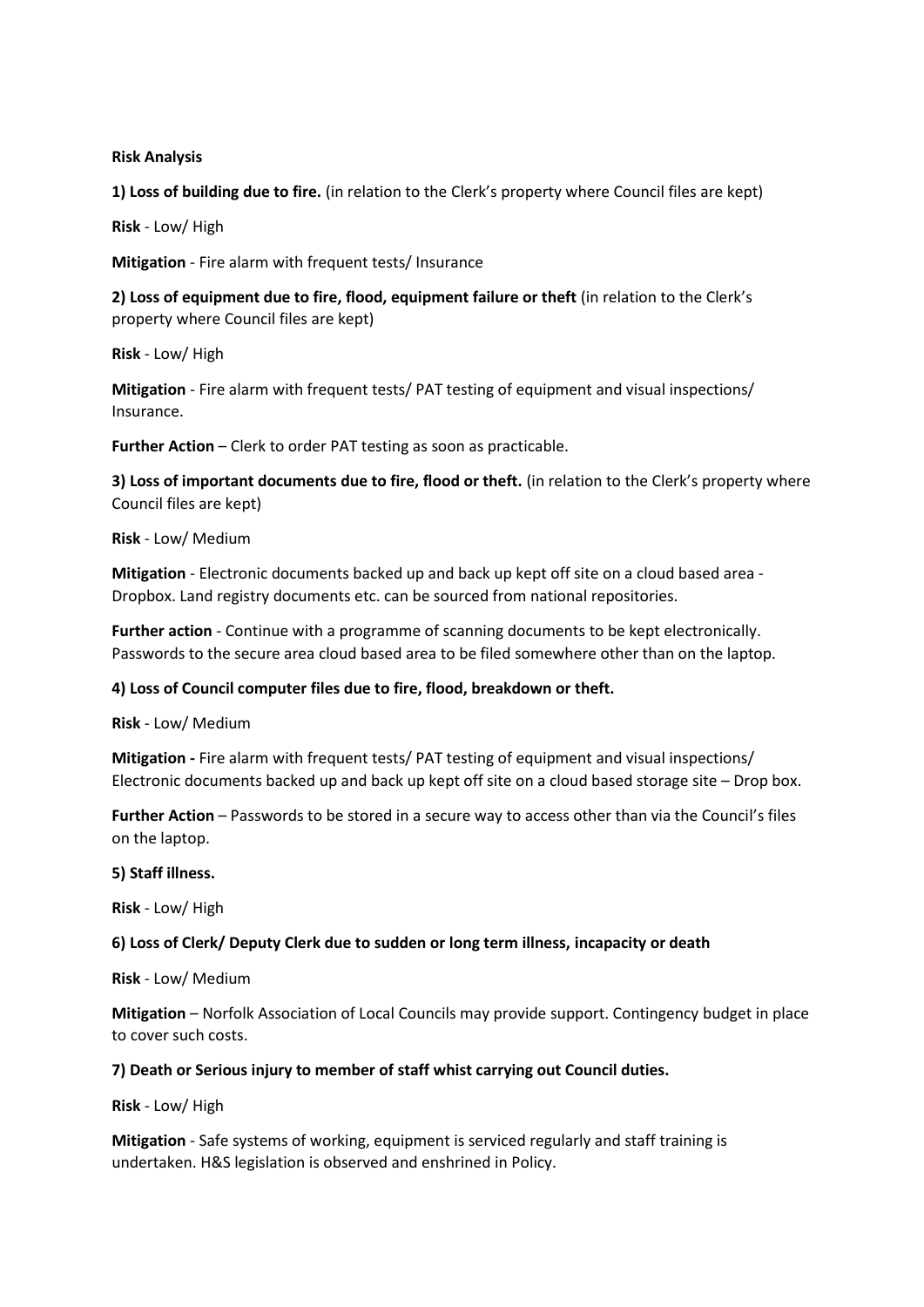**Risk Analysis**

**1) Loss of building due to fire.** (in relation to the Clerk's property where Council files are kept)

**Risk** - Low/ High

**Mitigation** - Fire alarm with frequent tests/ Insurance

**2) Loss of equipment due to fire, flood, equipment failure or theft** (in relation to the Clerk's property where Council files are kept)

**Risk** - Low/ High

**Mitigation** - Fire alarm with frequent tests/ PAT testing of equipment and visual inspections/ Insurance.

**Further Action** – Clerk to order PAT testing as soon as practicable.

**3) Loss of important documents due to fire, flood or theft.** (in relation to the Clerk's property where Council files are kept)

**Risk** - Low/ Medium

**Mitigation** - Electronic documents backed up and back up kept off site on a cloud based area - Dropbox. Land registry documents etc. can be sourced from national repositories.

**Further action** - Continue with a programme of scanning documents to be kept electronically. Passwords to the secure area cloud based area to be filed somewhere other than on the laptop.

**4) Loss of Council computer files due to fire, flood, breakdown or theft.**

**Risk** - Low/ Medium

**Mitigation -** Fire alarm with frequent tests/ PAT testing of equipment and visual inspections/ Electronic documents backed up and back up kept off site on a cloud based storage site – Drop box.

**Further Action** – Passwords to be stored in a secure way to access other than via the Council's files on the laptop.

**5) Staff illness.**

**Risk** - Low/ High

**6) Loss of Clerk/ Deputy Clerk due to sudden or long term illness, incapacity or death**

**Risk** - Low/ Medium

**Mitigation** – Norfolk Association of Local Councils may provide support. Contingency budget in place to cover such costs.

**7) Death or Serious injury to member of staff whist carrying out Council duties.**

**Risk** - Low/ High

**Mitigation** - Safe systems of working, equipment is serviced regularly and staff training is undertaken. H&S legislation is observed and enshrined in Policy.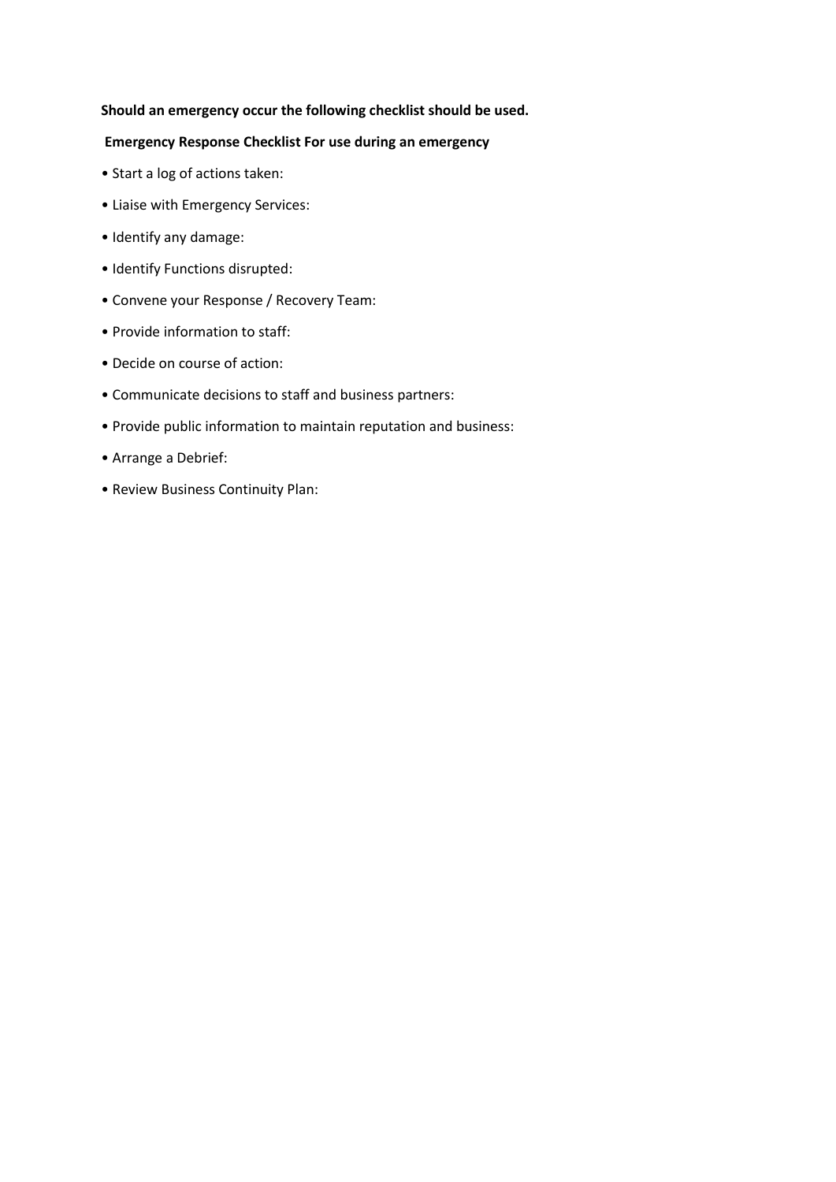**Should an emergency occur the following checklist should be used.**

**Emergency Response Checklist For use during an emergency**

- Start a log of actions taken:
- Liaise with Emergency Services:
- Identify any damage:
- Identify Functions disrupted:
- Convene your Response / Recovery Team:
- Provide information to staff:
- Decide on course of action:
- Communicate decisions to staff and business partners:
- Provide public information to maintain reputation and business:
- Arrange a Debrief:
- Review Business Continuity Plan: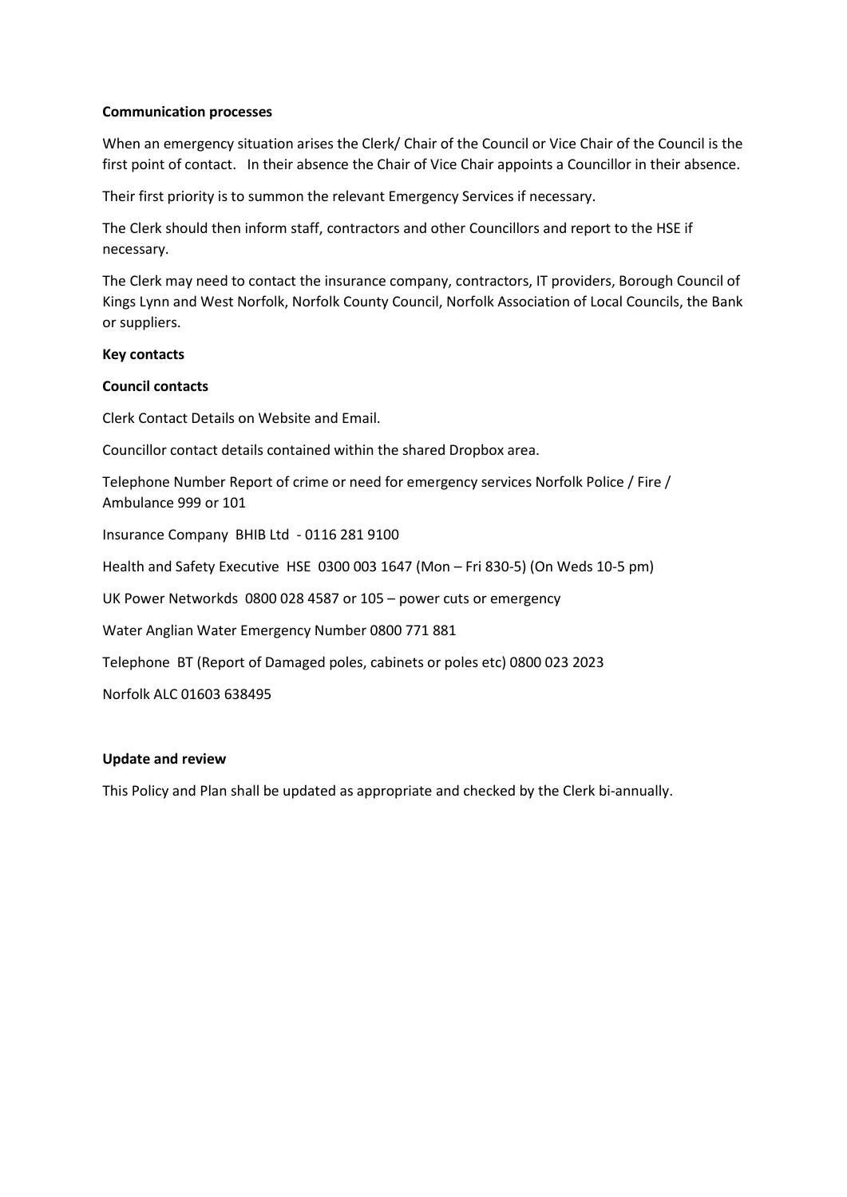**Communication processes**

When an emergency situation arises the Clerk/ Chair of the Council or Vice Chair of the Council is the first point of contact. In their absence the Chair of Vice Chair appoints a Councillor in their absence.

Their first priority is to summon the relevant Emergency Services if necessary.

The Clerk should then inform staff, contractors and other Councillors and report to the HSE if necessary.

The Clerk may need to contact the insurance company, contractors, IT providers, Borough Council of Kings Lynn and West Norfolk, Norfolk County Council, Norfolk Association of Local Councils, the Bank or suppliers.

**Key contacts**

**Council contacts**

Clerk Contact Details on Website and Email.

Councillor contact details contained within the shared Dropbox area.

Telephone Number Report of crime or need for emergency services Norfolk Police / Fire / Ambulance 999 or 101

Insurance Company BHIB Ltd - 0116 281 9100

Health and Safety Executive HSE 0300 003 1647 (Mon – Fri 830-5) (On Weds 10-5 pm)

UK Power Networkds 0800 028 4587 or 105 – power cuts or emergency

Water Anglian Water Emergency Number 0800 771 881

Telephone BT (Report of Damaged poles, cabinets or poles etc) 0800 023 2023

Norfolk ALC 01603 638495

**Update and review**

This Policy and Plan shall be updated as appropriate and checked by the Clerk bi-annually.